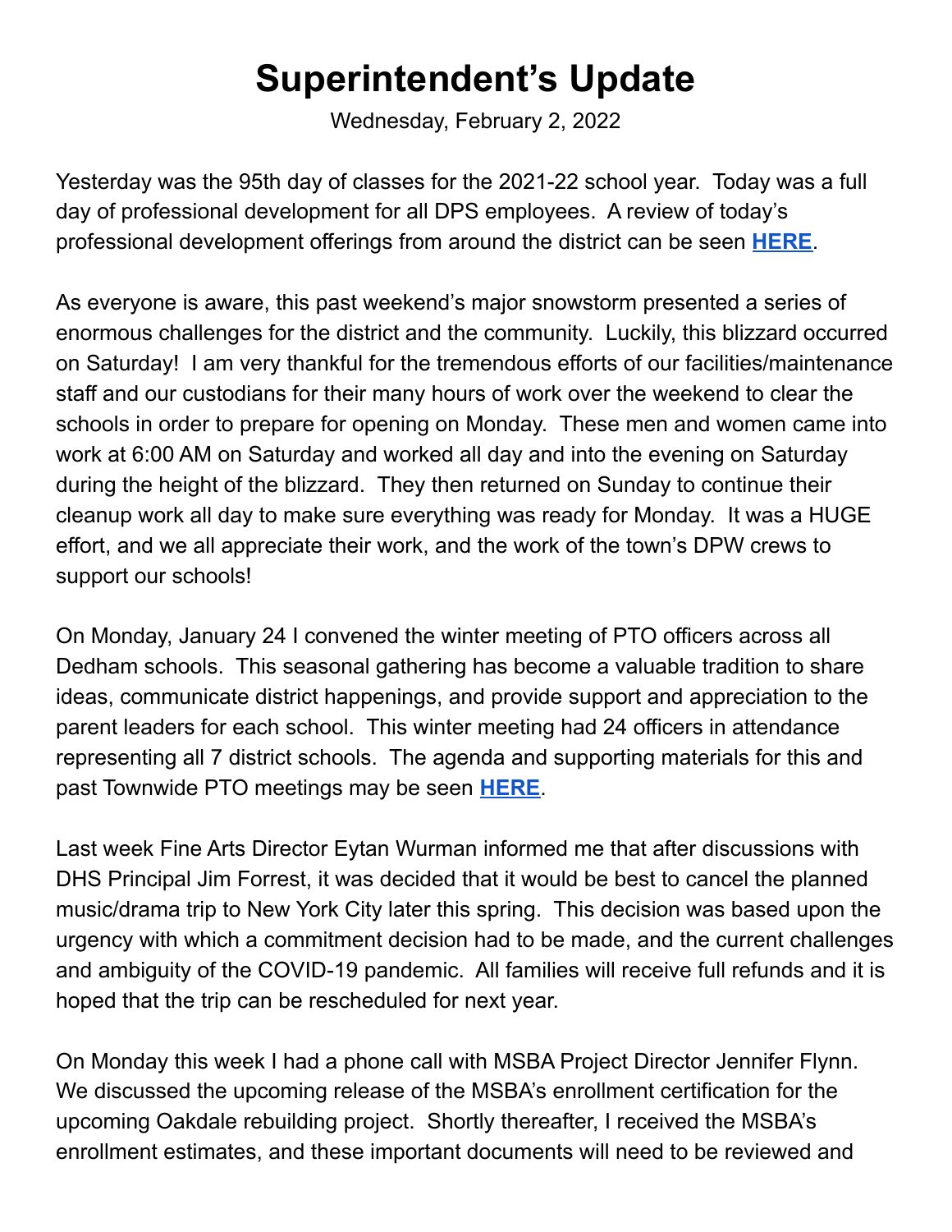# Superintendent's Update

Wednesday, February 2, 2022

Yesterday was the 95th day of classes for the 2021-22 school year. Today was a full day of professional development for all DPS employees. A review of today's professional development offerings from around the district can be seen **HERE**.

As everyone is aware, this past weekend's major snowstorm presented a series of enormous challenges for the district and the community. Luckily, this blizzard occurred on Saturday! I am very thankful for the tremendous efforts of our facilities/maintenance staff and our custodians for their many hours of work over the weekend to clear the schools in order to prepare for opening on Monday. These men and women came into work at 6:00 AM on Saturday and worked all day and into the evening on Saturday during the height of the blizzard. They then returned on Sunday to continue their cleanup work all day to make sure everything was ready for Monday. It was a HUGE effort, and we all appreciate their work, and the work of the town's DPW crews to support our schools!

On Monday, January 24 I convened the winter meeting of PTO officers across all Dedham schools. This seasonal gathering has become a valuable tradition to share ideas, communicate district happenings, and provide support and appreciation to the parent leaders for each school. This winter meeting had 24 officers in attendance representing all 7 district schools. The agenda and supporting materials for this and past Townwide PTO meetings may be seen **HERE**.

Last week Fine Arts Director Eytan Wurman informed me that after discussions with DHS Principal Jim Forrest, it was decided that it would be best to cancel the planned music/drama trip to New York City later this spring. This decision was based upon the urgency with which a commitment decision had to be made, and the current challenges and ambiguity of the COVID-19 pandemic. All families will receive full refunds and it is hoped that the trip can be rescheduled for next year.

On Monday this week I had a phone call with MSBA Project Director Jennifer Flynn. We discussed the upcoming release of the MSBA's enrollment certification for the upcoming Oakdale rebuilding project. Shortly thereafter, I received the MSBA's enrollment estimates, and these important documents will need to be reviewed and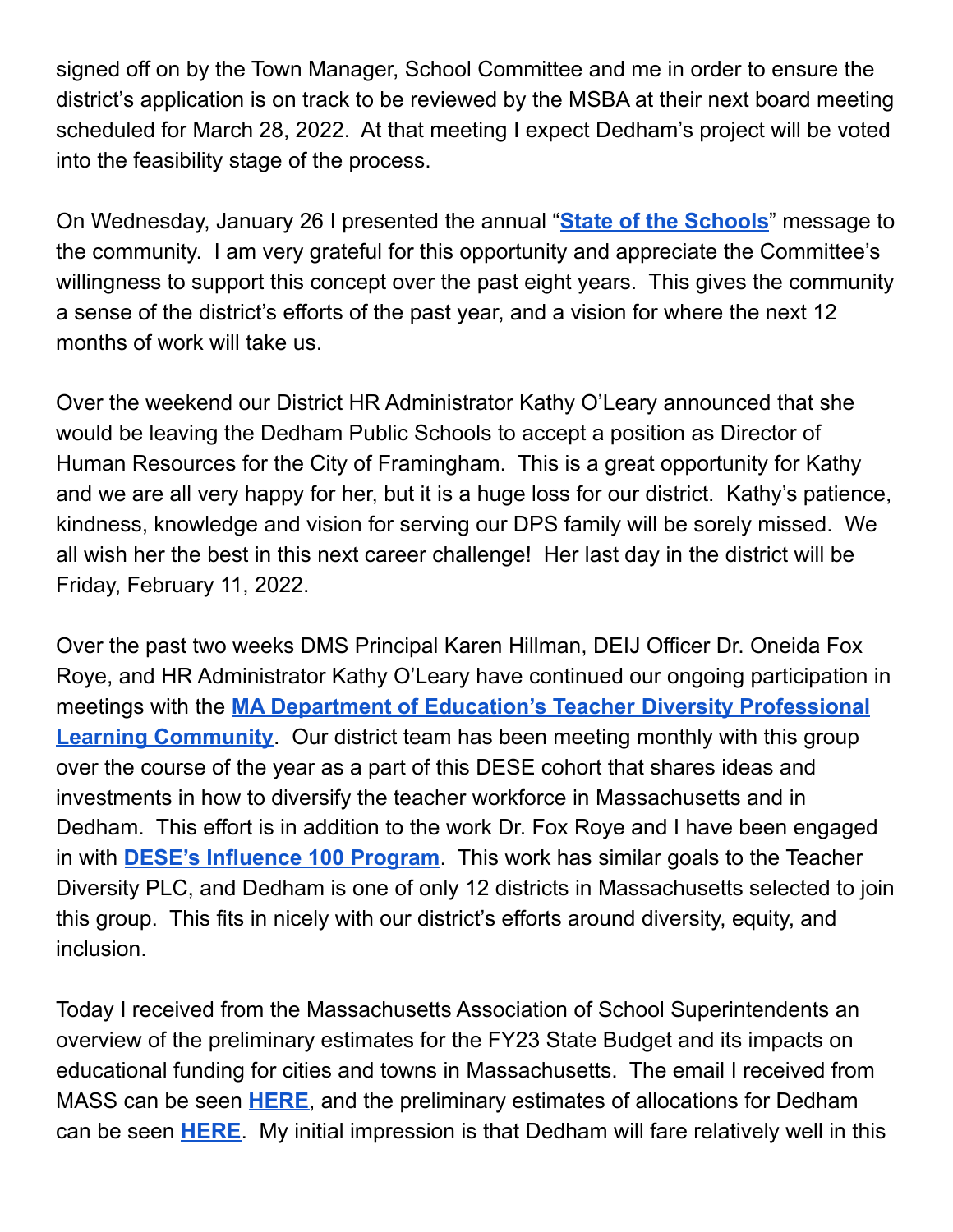signed off on by the Town Manager, School Committee and me in order to ensure the district's application is on track to be reviewed by the MSBA at their next board meeting scheduled for March 28, 2022. At that meeting I expect Dedham's project will be voted into the feasibility stage of the process.

On Wednesday, January 26 I presented the annual "**State of the Schools**" message to the community. I am very grateful for this opportunity and appreciate the Committee's willingness to support this concept over the past eight years. This gives the community a sense of the district's efforts of the past year, and a vision for where the next 12 months of work will take us.

Over the weekend our District HR Administrator Kathy O'Leary announced that she would be leaving the Dedham Public Schools to accept a position as Director of Human Resources for the City of Framingham. This is a great opportunity for Kathy and we are all very happy for her, but it is a huge loss for our district. Kathy's patience, kindness, knowledge and vision for serving our DPS family will be sorely missed. We all wish her the best in this next career challenge! Her last day in the district will be Friday, February 11, 2022.

Over the past two weeks DMS Principal Karen Hillman, DEIJ Officer Dr. Oneida Fox Roye, and HR Administrator Kathy O'Leary have continued our ongoing participation in meetings with the **MA Department of Education's Teacher Diversity Professional Learning Community**. Our district team has been meeting monthly with this group over the course of the year as a part of this DESE cohort that shares ideas and investments in how to diversify the teacher workforce in Massachusetts and in Dedham. This effort is in addition to the work Dr. Fox Roye and I have been engaged in with **DESE's Influence 100 Program**. This work has similar goals to the Teacher Diversity PLC, and Dedham is one of only 12 districts in Massachusetts selected to join this group. This fits in nicely with our district's efforts around diversity, equity, and inclusion.

Today I received from the Massachusetts Association of School Superintendents an overview of the preliminary estimates for the FY23 State Budget and its impacts on educational funding for cities and towns in Massachusetts. The email I received from MASS can be seen **HERE**, and the preliminary estimates of allocations for Dedham can be seen **HERE**. My initial impression is that Dedham will fare relatively well in this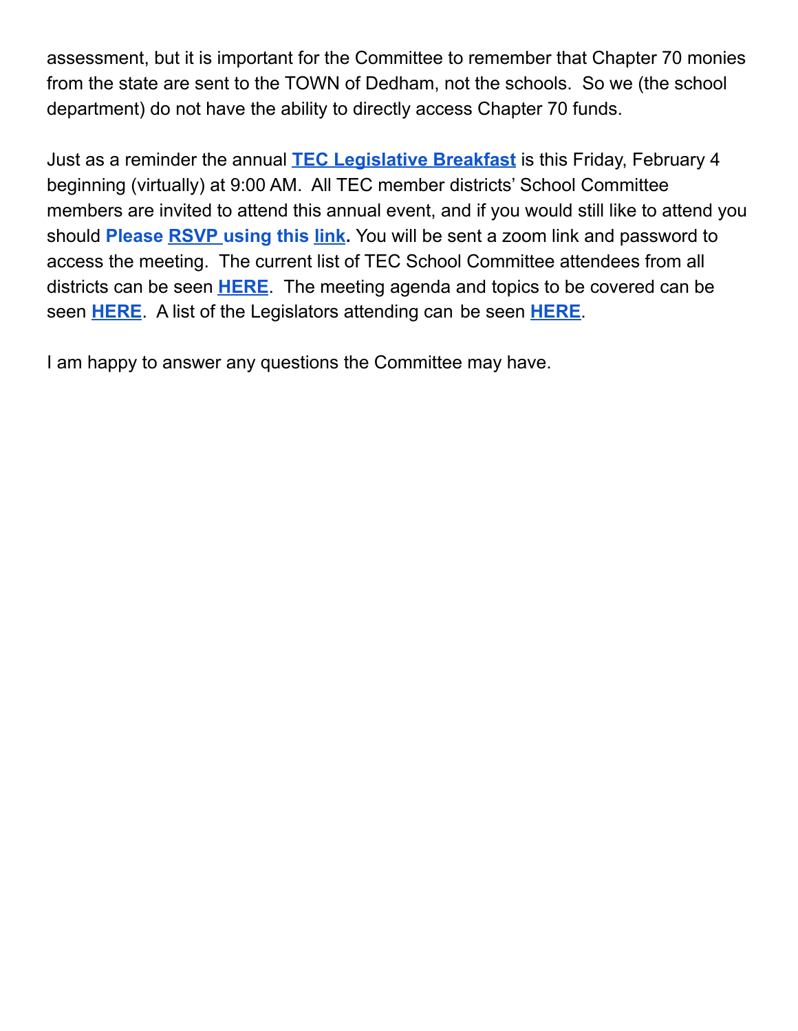assessment, but it is important for the Committee to remember that Chapter 70 monies from the state are sent to the TOWN of Dedham, not the schools.  So we (the school department) do not have the ability to directly access Chapter 70 funds.

Just as a reminder the annual **TEC Legislative Breakfast** is this Friday, February 4 beginning (virtually) at 9:00 AM.  All TEC member districts' School Committee members are invited to attend this annual event, and if you would still like to attend you should **Please RSVP using this link.** You will be sent a zoom link and password to access the meeting.  The current list of TEC School Committee attendees from all districts can be seen **HERE**.  The meeting agenda and topics to be covered can be seen **HERE**.  A list of the Legislators attending can be seen **HERE**.

I am happy to answer any questions the Committee may have.